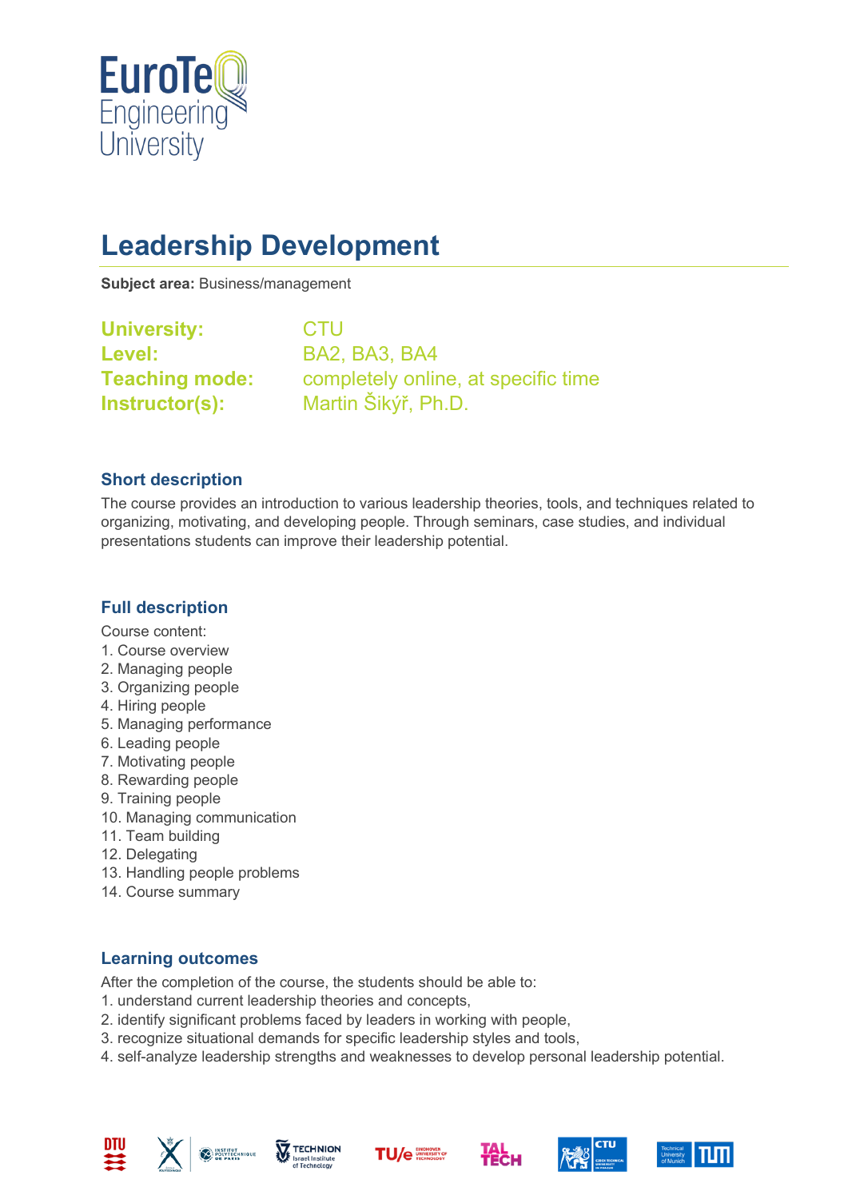# Leadership Development

**Subject area:** Business/management

**University:** CTU
**Level:** BA2, BA3, BA4
**Teaching mode:** completely online, at specific time
**Instructor(s):** Martin Šikýř, Ph.D.

## Short description

The course provides an introduction to various leadership theories, tools, and techniques related to organizing, motivating, and developing people. Through seminars, case studies, and individual presentations students can improve their leadership potential.

## Full description

Course content:
1. Course overview
2. Managing people
3. Organizing people
4. Hiring people
5. Managing performance
6. Leading people
7. Motivating people
8. Rewarding people
9. Training people
10. Managing communication
11. Team building
12. Delegating
13. Handling people problems
14. Course summary

## Learning outcomes

After the completion of the course, the students should be able to:
1. understand current leadership theories and concepts,
2. identify significant problems faced by leaders in working with people,
3. recognize situational demands for specific leadership styles and tools,
4. self-analyze leadership strengths and weaknesses to develop personal leadership potential.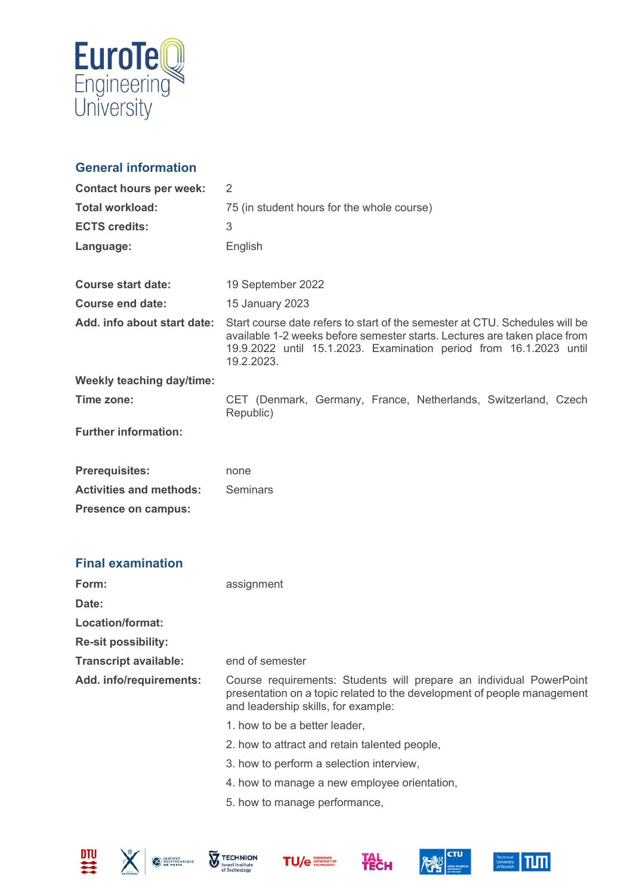## General information

| | |
|---|---|
| **Contact hours per week:** | 2 |
| **Total workload:** | 75 (in student hours for the whole course) |
| **ECTS credits:** | 3 |
| **Language:** | English |
| | |
| **Course start date:** | 19 September 2022 |
| **Course end date:** | 15 January 2023 |
| **Add. info about start date:** | Start course date refers to start of the semester at CTU. Schedules will be available 1-2 weeks before semester starts. Lectures are taken place from 19.9.2022 until 15.1.2023. Examination period from 16.1.2023 until 19.2.2023. |
| **Weekly teaching day/time:** | |
| **Time zone:** | CET (Denmark, Germany, France, Netherlands, Switzerland, Czech Republic) |
| **Further information:** | |
| | |
| **Prerequisites:** | none |
| **Activities and methods:** | Seminars |
| **Presence on campus:** | |

## Final examination

| | |
|---|---|
| **Form:** | assignment |
| **Date:** | |
| **Location/format:** | |
| **Re-sit possibility:** | |
| **Transcript available:** | end of semester |
| **Add. info/requirements:** | Course requirements: Students will prepare an individual PowerPoint presentation on a topic related to the development of people management and leadership skills, for example: |

1. how to be a better leader,
2. how to attract and retain talented people,
3. how to perform a selection interview,
4. how to manage a new employee orientation,
5. how to manage performance,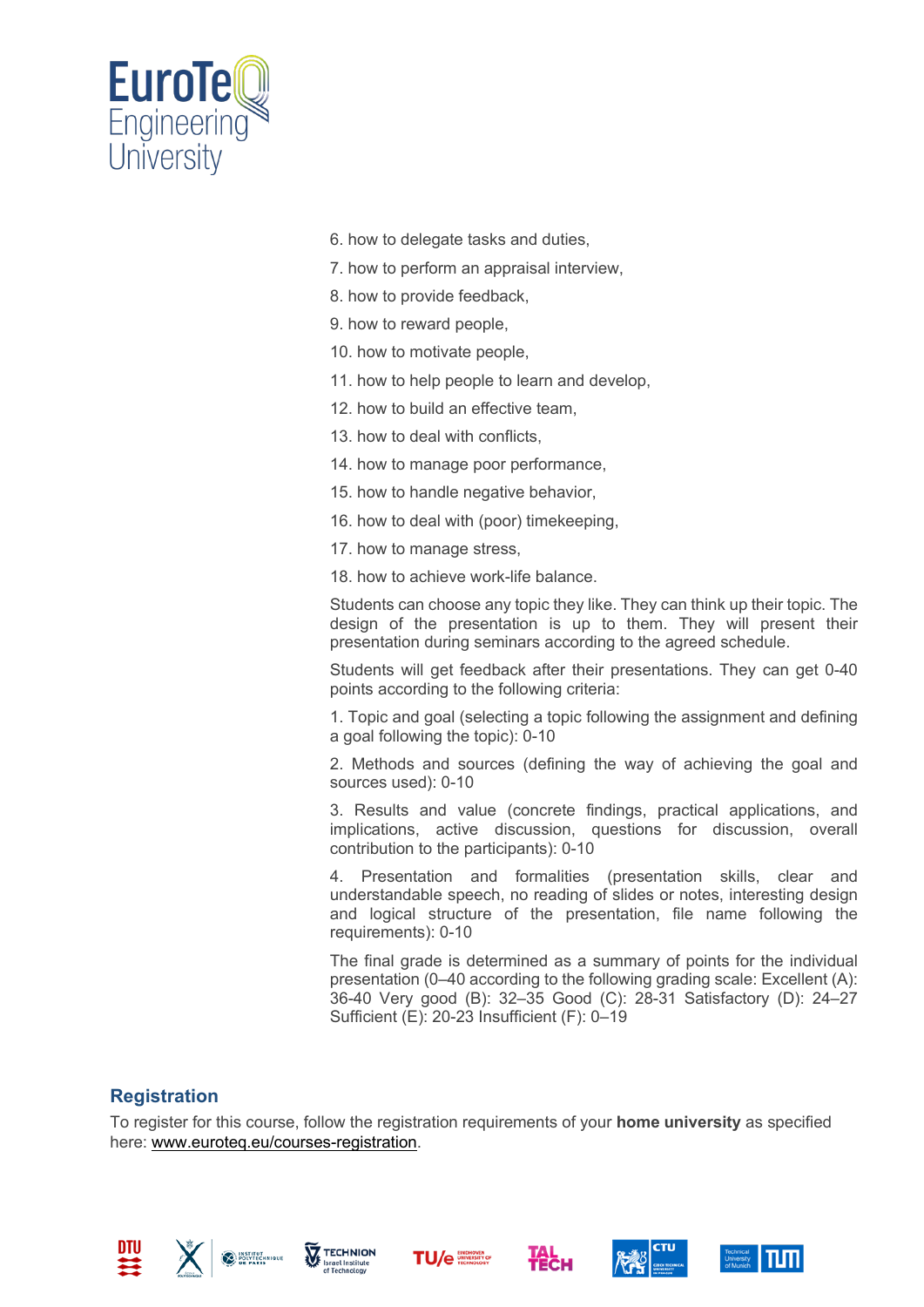6. how to delegate tasks and duties,
7. how to perform an appraisal interview,
8. how to provide feedback,
9. how to reward people,
10. how to motivate people,
11. how to help people to learn and develop,
12. how to build an effective team,
13. how to deal with conflicts,
14. how to manage poor performance,
15. how to handle negative behavior,
16. how to deal with (poor) timekeeping,
17. how to manage stress,
18. how to achieve work-life balance.

Students can choose any topic they like. They can think up their topic. The design of the presentation is up to them. They will present their presentation during seminars according to the agreed schedule.

Students will get feedback after their presentations. They can get 0-40 points according to the following criteria:

1. Topic and goal (selecting a topic following the assignment and defining a goal following the topic): 0-10

2. Methods and sources (defining the way of achieving the goal and sources used): 0-10

3. Results and value (concrete findings, practical applications, and implications, active discussion, questions for discussion, overall contribution to the participants): 0-10

4. Presentation and formalities (presentation skills, clear and understandable speech, no reading of slides or notes, interesting design and logical structure of the presentation, file name following the requirements): 0-10

The final grade is determined as a summary of points for the individual presentation (0–40 according to the following grading scale: Excellent (A): 36-40 Very good (B): 32–35 Good (C): 28-31 Satisfactory (D): 24–27 Sufficient (E): 20-23 Insufficient (F): 0–19

## Registration

To register for this course, follow the registration requirements of your **home university** as specified here: www.euroteq.eu/courses-registration.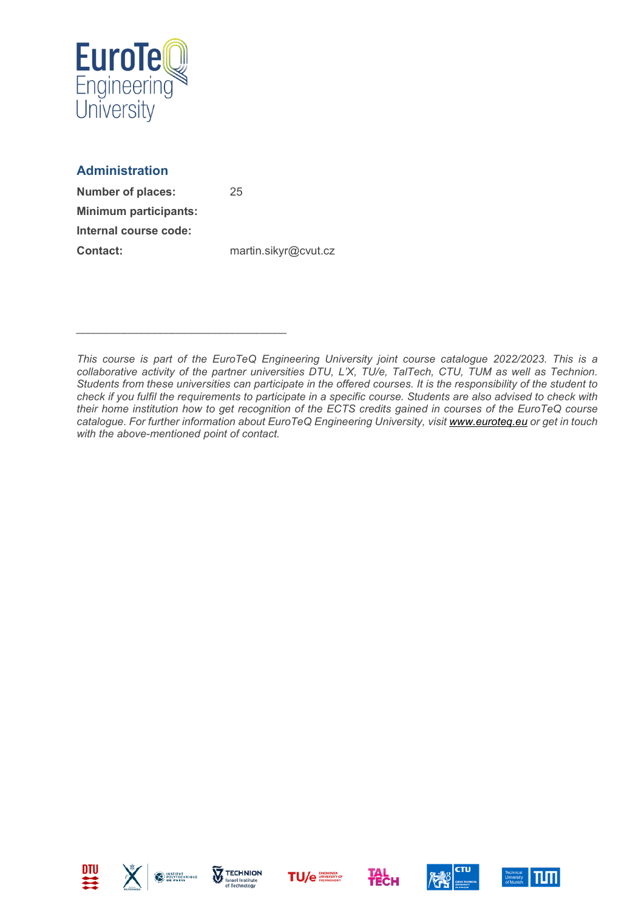## Administration

| | |
|---|---|
| **Number of places:** | 25 |
| **Minimum participants:** | |
| **Internal course code:** | |
| **Contact:** | martin.sikyr@cvut.cz |

---

*This course is part of the EuroTeQ Engineering University joint course catalogue 2022/2023. This is a collaborative activity of the partner universities DTU, L'X, TU/e, TalTech, CTU, TUM as well as Technion. Students from these universities can participate in the offered courses. It is the responsibility of the student to check if you fulfil the requirements to participate in a specific course. Students are also advised to check with their home institution how to get recognition of the ECTS credits gained in courses of the EuroTeQ course catalogue. For further information about EuroTeQ Engineering University, visit [www.euroteq.eu](http://www.euroteq.eu) or get in touch with the above-mentioned point of contact.*